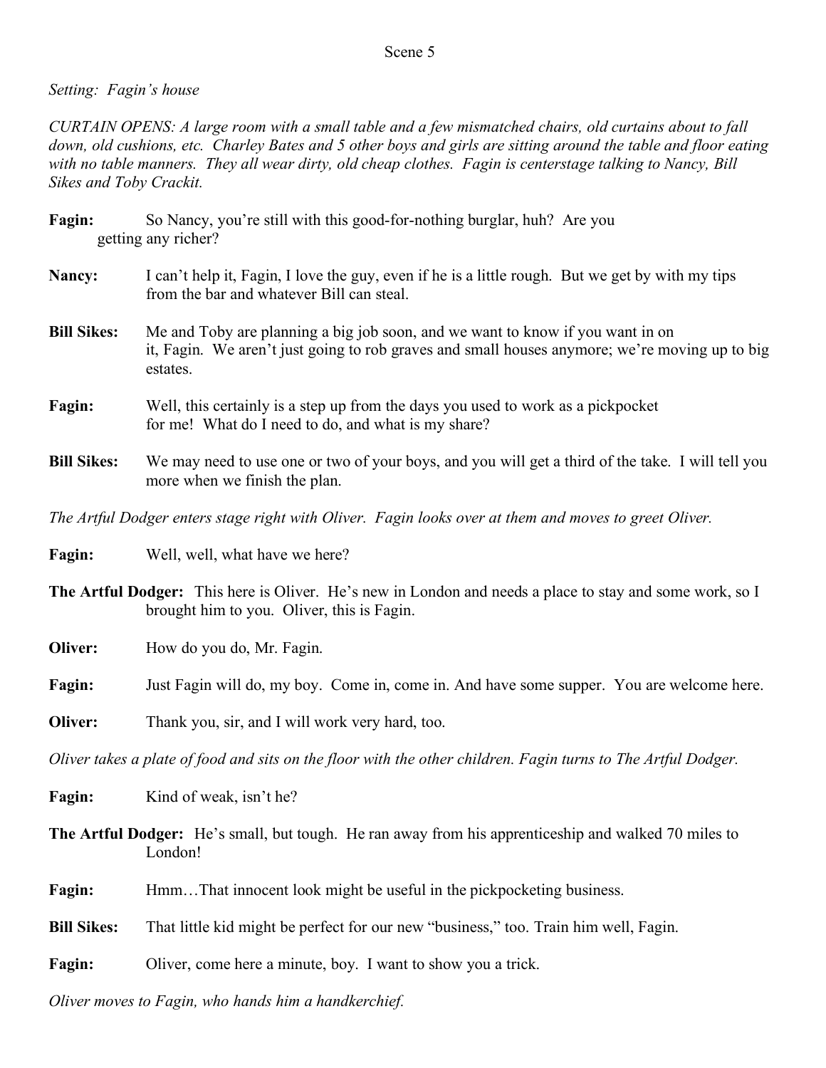## Scene 5

*Setting: Fagin's house*

*CURTAIN OPENS: A large room with a small table and a few mismatched chairs, old curtains about to fall down, old cushions, etc. Charley Bates and 5 other boys and girls are sitting around the table and floor eating with no table manners. They all wear dirty, old cheap clothes. Fagin is centerstage talking to Nancy, Bill Sikes and Toby Crackit.*

**Fagin:** So Nancy, you're still with this good-for-nothing burglar, huh? Are you getting any richer?

**Nancy:** I can't help it, Fagin, I love the guy, even if he is a little rough. But we get by with my tips from the bar and whatever Bill can steal.

**Bill Sikes:** Me and Toby are planning a big job soon, and we want to know if you want in on it, Fagin. We aren't just going to rob graves and small houses anymore; we're moving up to big estates.

**Fagin:** Well, this certainly is a step up from the days you used to work as a pickpocket for me! What do I need to do, and what is my share?

**Bill Sikes:** We may need to use one or two of your boys, and you will get a third of the take. I will tell you more when we finish the plan.

*The Artful Dodger enters stage right with Oliver. Fagin looks over at them and moves to greet Oliver.*

**Fagin:** Well, well, what have we here?

**The Artful Dodger:** This here is Oliver. He's new in London and needs a place to stay and some work, so I brought him to you. Oliver, this is Fagin.

**Oliver:** How do you do, Mr. Fagin.

**Fagin:** Just Fagin will do, my boy. Come in, come in. And have some supper. You are welcome here.

**Oliver:** Thank you, sir, and I will work very hard, too.

*Oliver takes a plate of food and sits on the floor with the other children. Fagin turns to The Artful Dodger.*

**Fagin:** Kind of weak, isn't he?

**The Artful Dodger:** He's small, but tough. He ran away from his apprenticeship and walked 70 miles to London!

**Fagin:** Hmm…That innocent look might be useful in the pickpocketing business.

**Bill Sikes:** That little kid might be perfect for our new "business," too. Train him well, Fagin.

**Fagin:** Oliver, come here a minute, boy. I want to show you a trick.

*Oliver moves to Fagin, who hands him a handkerchief.*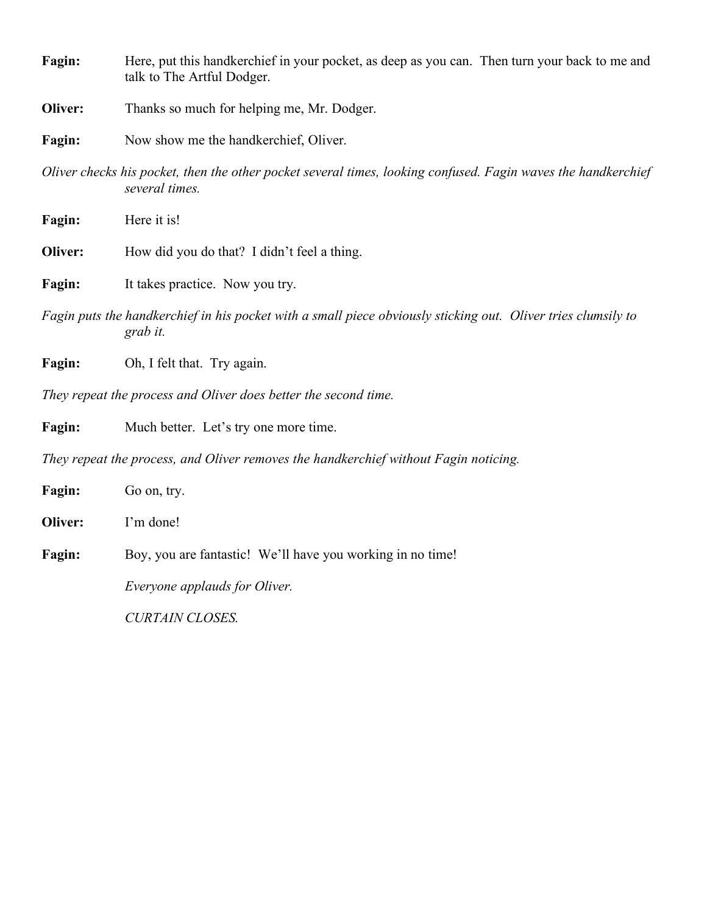**Fagin:** Here, put this handkerchief in your pocket, as deep as you can. Then turn your back to me and talk to The Artful Dodger.

**Oliver:** Thanks so much for helping me, Mr. Dodger.

**Fagin:** Now show me the handkerchief, Oliver.

*Oliver checks his pocket, then the other pocket several times, looking confused. Fagin waves the handkerchief several times.*

**Fagin:** Here it is!

**Oliver:** How did you do that? I didn't feel a thing.

**Fagin:** It takes practice. Now you try.

*Fagin puts the handkerchief in his pocket with a small piece obviously sticking out. Oliver tries clumsily to grab it.*

**Fagin:** Oh, I felt that. Try again.

*They repeat the process and Oliver does better the second time.*

**Fagin:** Much better. Let's try one more time.

*They repeat the process, and Oliver removes the handkerchief without Fagin noticing.*

**Fagin:** Go on, try.

**Oliver:** I'm done!

**Fagin:** Boy, you are fantastic! We'll have you working in no time!

*Everyone applauds for Oliver.*

*CURTAIN CLOSES.*